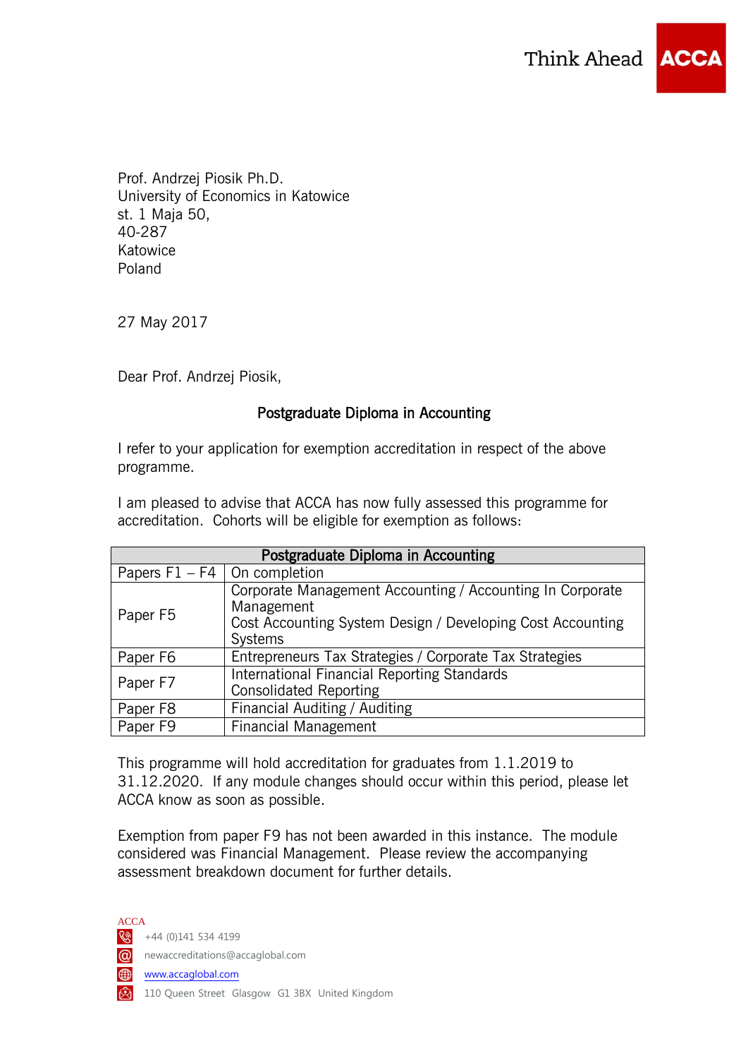Think Ahead **ACCA**

Prof. Andrzej Piosik Ph.D.
University of Economics in Katowice
st. 1 Maja 50,
40-287
Katowice
Poland

27 May 2017

Dear Prof. Andrzej Piosik,

**Postgraduate Diploma in Accounting**

I refer to your application for exemption accreditation in respect of the above programme.

I am pleased to advise that ACCA has now fully assessed this programme for accreditation. Cohorts will be eligible for exemption as follows:

| Postgraduate Diploma in Accounting | |
|---|---|
| Papers F1 – F4 | On completion |
| Paper F5 | Corporate Management Accounting / Accounting In Corporate Management<br>Cost Accounting System Design / Developing Cost Accounting Systems |
| Paper F6 | Entrepreneurs Tax Strategies / Corporate Tax Strategies |
| Paper F7 | International Financial Reporting Standards<br>Consolidated Reporting |
| Paper F8 | Financial Auditing / Auditing |
| Paper F9 | Financial Management |

This programme will hold accreditation for graduates from 1.1.2019 to 31.12.2020. If any module changes should occur within this period, please let ACCA know as soon as possible.

Exemption from paper F9 has not been awarded in this instance. The module considered was Financial Management. Please review the accompanying assessment breakdown document for further details.

ACCA
+44 (0)141 534 4199
newaccreditations@accaglobal.com
www.accaglobal.com
110 Queen Street Glasgow G1 3BX United Kingdom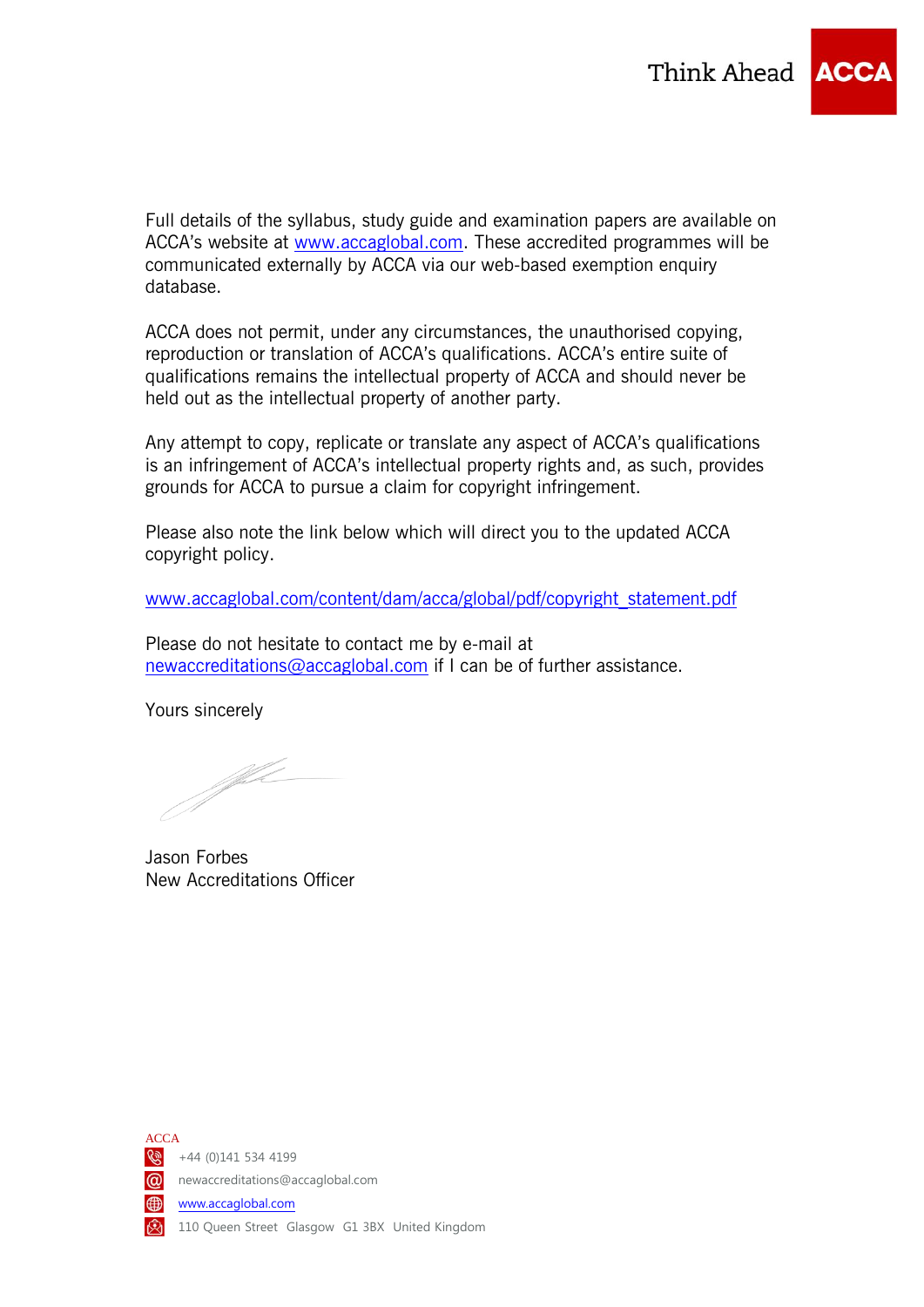Full details of the syllabus, study guide and examination papers are available on ACCA's website at www.accaglobal.com. These accredited programmes will be communicated externally by ACCA via our web-based exemption enquiry database.

ACCA does not permit, under any circumstances, the unauthorised copying, reproduction or translation of ACCA's qualifications. ACCA's entire suite of qualifications remains the intellectual property of ACCA and should never be held out as the intellectual property of another party.

Any attempt to copy, replicate or translate any aspect of ACCA's qualifications is an infringement of ACCA's intellectual property rights and, as such, provides grounds for ACCA to pursue a claim for copyright infringement.

Please also note the link below which will direct you to the updated ACCA copyright policy.

www.accaglobal.com/content/dam/acca/global/pdf/copyright_statement.pdf

Please do not hesitate to contact me by e-mail at newaccreditations@accaglobal.com if I can be of further assistance.

Yours sincerely

Jason Forbes
New Accreditations Officer

ACCA
+44 (0)141 534 4199
newaccreditations@accaglobal.com
www.accaglobal.com
110 Queen Street Glasgow G1 3BX United Kingdom